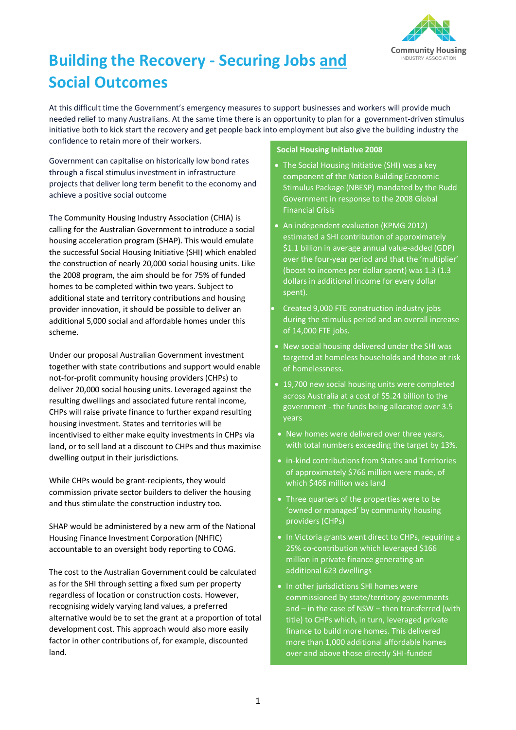# Building the Recovery - Securing Jobs and Social Outcomes

At this difficult time the Government's emergency measures to support businesses and workers will provide much needed relief to many Australians. At the same time there is an opportunity to plan for a government-driven stimulus initiative both to kick start the recovery and get people back into employment but also give the building industry the confidence to retain more of their workers.

Government can capitalise on historically low bond rates through a fiscal stimulus investment in infrastructure projects that deliver long term benefit to the economy and achieve a positive social outcome

The Community Housing Industry Association (CHIA) is calling for the Australian Government to introduce a social housing acceleration program (SHAP). This would emulate the successful Social Housing Initiative (SHI) which enabled the construction of nearly 20,000 social housing units. Like the 2008 program, the aim should be for 75% of funded homes to be completed within two years. Subject to additional state and territory contributions and housing provider innovation, it should be possible to deliver an additional 5,000 social and affordable homes under this scheme.

Under our proposal Australian Government investment together with state contributions and support would enable not-for-profit community housing providers (CHPs) to deliver 20,000 social housing units. Leveraged against the resulting dwellings and associated future rental income, CHPs will raise private finance to further expand resulting housing investment. States and territories will be incentivised to either make equity investments in CHPs via land, or to sell land at a discount to CHPs and thus maximise dwelling output in their jurisdictions.

While CHPs would be grant-recipients, they would commission private sector builders to deliver the housing and thus stimulate the construction industry too.

SHAP would be administered by a new arm of the National Housing Finance Investment Corporation (NHFIC) accountable to an oversight body reporting to COAG.

The cost to the Australian Government could be calculated as for the SHI through setting a fixed sum per property regardless of location or construction costs. However, recognising widely varying land values, a preferred alternative would be to set the grant at a proportion of total development cost. This approach would also more easily factor in other contributions of, for example, discounted land.

### Social Housing Initiative 2008

- The Social Housing Initiative (SHI) was a key component of the Nation Building Economic Stimulus Package (NBESP) mandated by the Rudd Government in response to the 2008 Global Financial Crisis
- An independent evaluation (KPMG 2012) estimated a SHI contribution of approximately $1.1 billion in average annual value-added (GDP) over the four-year period and that the 'multiplier' (boost to incomes per dollar spent) was 1.3 (1.3 dollars in additional income for every dollar spent).
- Created 9,000 FTE construction industry jobs during the stimulus period and an overall increase of 14,000 FTE jobs.
- New social housing delivered under the SHI was targeted at homeless households and those at risk of homelessness.
- 19,700 new social housing units were completed across Australia at a cost of $5.24 billion to the government - the funds being allocated over 3.5 years
- New homes were delivered over three years, with total numbers exceeding the target by 13%.
- in-kind contributions from States and Territories of approximately $766 million were made, of which $466 million was land
- Three quarters of the properties were to be 'owned or managed' by community housing providers (CHPs)
- In Victoria grants went direct to CHPs, requiring a 25% co-contribution which leveraged $166 million in private finance generating an additional 623 dwellings
- In other jurisdictions SHI homes were commissioned by state/territory governments and – in the case of NSW – then transferred (with title) to CHPs which, in turn, leveraged private finance to build more homes. This delivered more than 1,000 additional affordable homes over and above those directly SHI-funded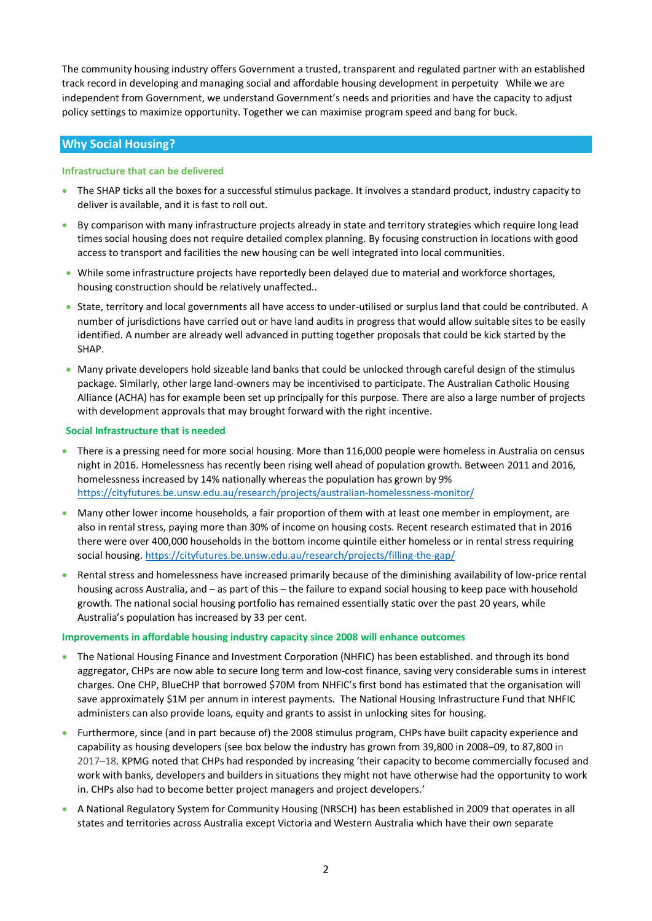The community housing industry offers Government a trusted, transparent and regulated partner with an established track record in developing and managing social and affordable housing development in perpetuity   While we are independent from Government, we understand Government's needs and priorities and have the capacity to adjust policy settings to maximize opportunity. Together we can maximise program speed and bang for buck.

## Why Social Housing?

### Infrastructure that can be delivered

- The SHAP ticks all the boxes for a successful stimulus package. It involves a standard product, industry capacity to deliver is available, and it is fast to roll out.
- By comparison with many infrastructure projects already in state and territory strategies which require long lead times social housing does not require detailed complex planning. By focusing construction in locations with good access to transport and facilities the new housing can be well integrated into local communities.
- While some infrastructure projects have reportedly been delayed due to material and workforce shortages, housing construction should be relatively unaffected..
- State, territory and local governments all have access to under-utilised or surplus land that could be contributed. A number of jurisdictions have carried out or have land audits in progress that would allow suitable sites to be easily identified. A number are already well advanced in putting together proposals that could be kick started by the SHAP.
- Many private developers hold sizeable land banks that could be unlocked through careful design of the stimulus package. Similarly, other large land-owners may be incentivised to participate. The Australian Catholic Housing Alliance (ACHA) has for example been set up principally for this purpose. There are also a large number of projects with development approvals that may brought forward with the right incentive.

### Social Infrastructure that is needed

- There is a pressing need for more social housing. More than 116,000 people were homeless in Australia on census night in 2016. Homelessness has recently been rising well ahead of population growth. Between 2011 and 2016, homelessness increased by 14% nationally whereas the population has grown by 9% https://cityfutures.be.unsw.edu.au/research/projects/australian-homelessness-monitor/
- Many other lower income households, a fair proportion of them with at least one member in employment, are also in rental stress, paying more than 30% of income on housing costs. Recent research estimated that in 2016 there were over 400,000 households in the bottom income quintile either homeless or in rental stress requiring social housing. https://cityfutures.be.unsw.edu.au/research/projects/filling-the-gap/
- Rental stress and homelessness have increased primarily because of the diminishing availability of low-price rental housing across Australia, and – as part of this – the failure to expand social housing to keep pace with household growth. The national social housing portfolio has remained essentially static over the past 20 years, while Australia's population has increased by 33 per cent.

### Improvements in affordable housing industry capacity since 2008 will enhance outcomes

- The National Housing Finance and Investment Corporation (NHFIC) has been established. and through its bond aggregator, CHPs are now able to secure long term and low-cost finance, saving very considerable sums in interest charges. One CHP, BlueCHP that borrowed $70M from NHFIC's first bond has estimated that the organisation will save approximately $1M per annum in interest payments.  The National Housing Infrastructure Fund that NHFIC administers can also provide loans, equity and grants to assist in unlocking sites for housing.
- Furthermore, since (and in part because of) the 2008 stimulus program, CHPs have built capacity experience and capability as housing developers (see box below the industry has grown from 39,800 in 2008–09, to 87,800 in 2017–18. KPMG noted that CHPs had responded by increasing 'their capacity to become commercially focused and work with banks, developers and builders in situations they might not have otherwise had the opportunity to work in. CHPs also had to become better project managers and project developers.'
- A National Regulatory System for Community Housing (NRSCH) has been established in 2009 that operates in all states and territories across Australia except Victoria and Western Australia which have their own separate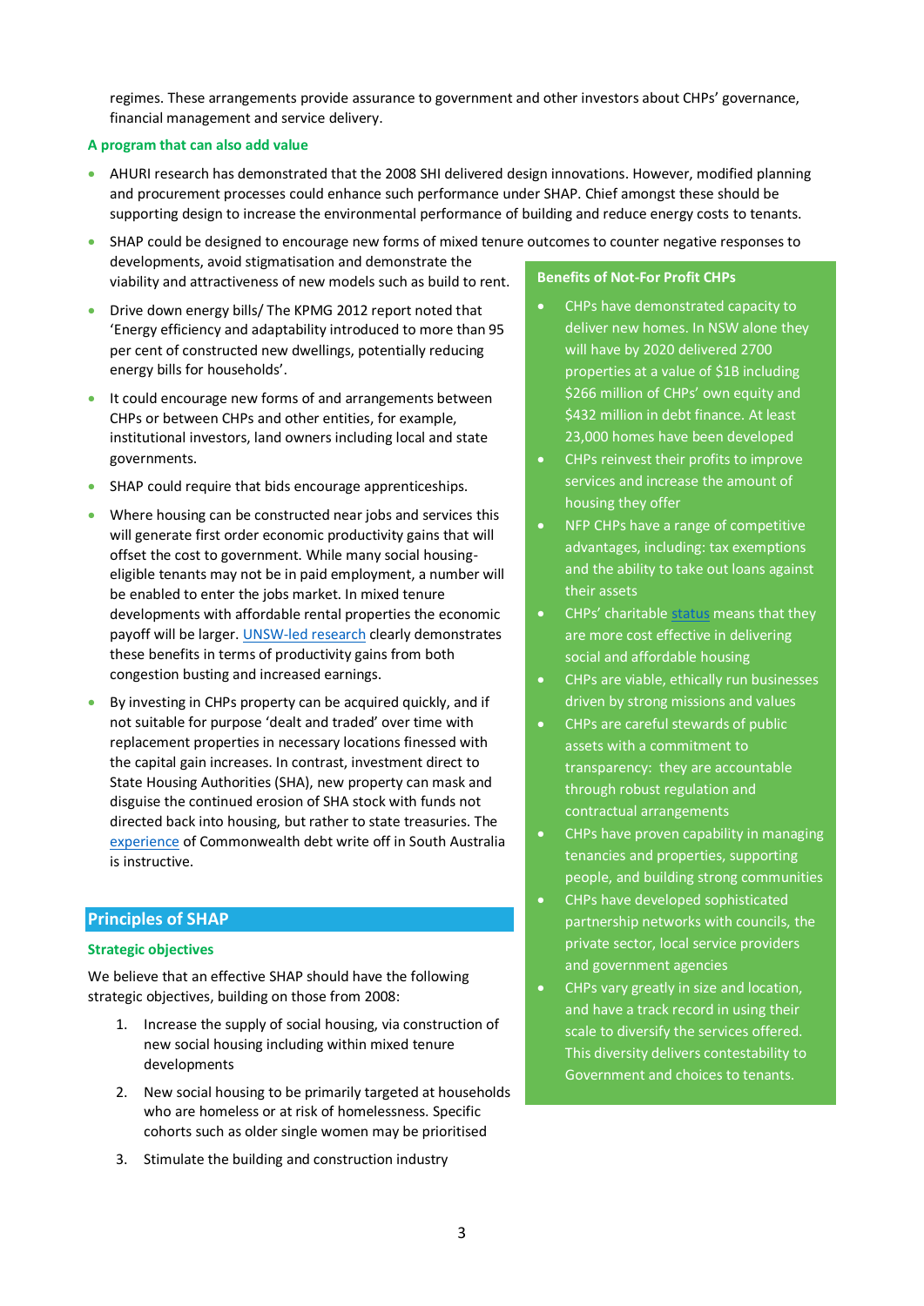regimes. These arrangements provide assurance to government and other investors about CHPs' governance, financial management and service delivery.

### A program that can also add value

- AHURI research has demonstrated that the 2008 SHI delivered design innovations. However, modified planning and procurement processes could enhance such performance under SHAP. Chief amongst these should be supporting design to increase the environmental performance of building and reduce energy costs to tenants.
- SHAP could be designed to encourage new forms of mixed tenure outcomes to counter negative responses to developments, avoid stigmatisation and demonstrate the viability and attractiveness of new models such as build to rent.
- Drive down energy bills/ The KPMG 2012 report noted that 'Energy efficiency and adaptability introduced to more than 95 per cent of constructed new dwellings, potentially reducing energy bills for households'.
- It could encourage new forms of and arrangements between CHPs or between CHPs and other entities, for example, institutional investors, land owners including local and state governments.
- SHAP could require that bids encourage apprenticeships.
- Where housing can be constructed near jobs and services this will generate first order economic productivity gains that will offset the cost to government. While many social housing-eligible tenants may not be in paid employment, a number will be enabled to enter the jobs market. In mixed tenure developments with affordable rental properties the economic payoff will be larger. UNSW-led research clearly demonstrates these benefits in terms of productivity gains from both congestion busting and increased earnings.
- By investing in CHPs property can be acquired quickly, and if not suitable for purpose 'dealt and traded' over time with replacement properties in necessary locations finessed with the capital gain increases. In contrast, investment direct to State Housing Authorities (SHA), new property can mask and disguise the continued erosion of SHA stock with funds not directed back into housing, but rather to state treasuries. The experience of Commonwealth debt write off in South Australia is instructive.

### Benefits of Not-For Profit CHPs

- CHPs have demonstrated capacity to deliver new homes. In NSW alone they will have by 2020 delivered 2700 properties at a value of $1B including $266 million of CHPs' own equity and $432 million in debt finance. At least 23,000 homes have been developed
- CHPs reinvest their profits to improve services and increase the amount of housing they offer
- NFP CHPs have a range of competitive advantages, including: tax exemptions and the ability to take out loans against their assets
- CHPs' charitable status means that they are more cost effective in delivering social and affordable housing
- CHPs are viable, ethically run businesses driven by strong missions and values
- CHPs are careful stewards of public assets with a commitment to transparency: they are accountable through robust regulation and contractual arrangements
- CHPs have proven capability in managing tenancies and properties, supporting people, and building strong communities
- CHPs have developed sophisticated partnership networks with councils, the private sector, local service providers and government agencies
- CHPs vary greatly in size and location, and have a track record in using their scale to diversify the services offered. This diversity delivers contestability to Government and choices to tenants.

## Principles of SHAP

### Strategic objectives

We believe that an effective SHAP should have the following strategic objectives, building on those from 2008:

1. Increase the supply of social housing, via construction of new social housing including within mixed tenure developments
2. New social housing to be primarily targeted at households who are homeless or at risk of homelessness. Specific cohorts such as older single women may be prioritised
3. Stimulate the building and construction industry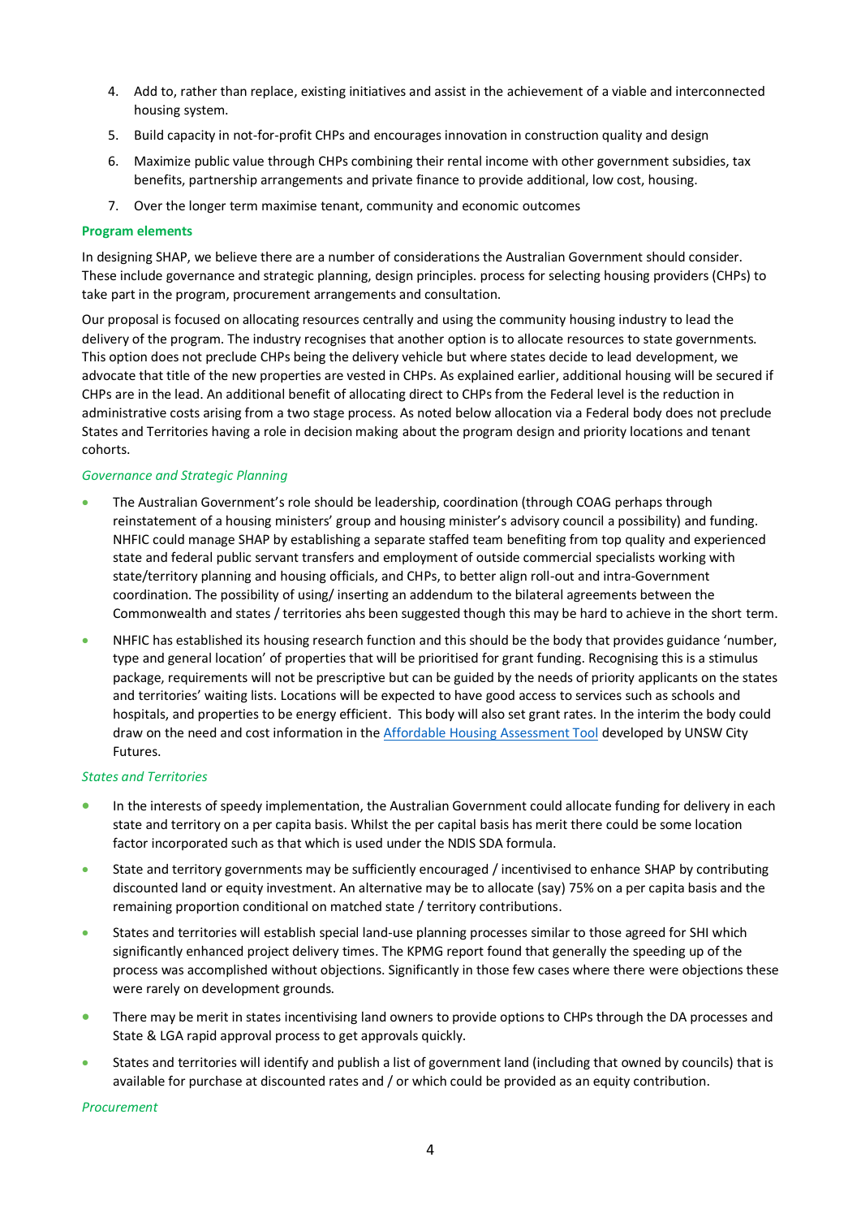4. Add to, rather than replace, existing initiatives and assist in the achievement of a viable and interconnected housing system.
5. Build capacity in not-for-profit CHPs and encourages innovation in construction quality and design
6. Maximize public value through CHPs combining their rental income with other government subsidies, tax benefits, partnership arrangements and private finance to provide additional, low cost, housing.
7. Over the longer term maximise tenant, community and economic outcomes

**Program elements**

In designing SHAP, we believe there are a number of considerations the Australian Government should consider. These include governance and strategic planning, design principles. process for selecting housing providers (CHPs) to take part in the program, procurement arrangements and consultation.

Our proposal is focused on allocating resources centrally and using the community housing industry to lead the delivery of the program. The industry recognises that another option is to allocate resources to state governments. This option does not preclude CHPs being the delivery vehicle but where states decide to lead development, we advocate that title of the new properties are vested in CHPs. As explained earlier, additional housing will be secured if CHPs are in the lead. An additional benefit of allocating direct to CHPs from the Federal level is the reduction in administrative costs arising from a two stage process. As noted below allocation via a Federal body does not preclude States and Territories having a role in decision making about the program design and priority locations and tenant cohorts.

*Governance and Strategic Planning*

- The Australian Government's role should be leadership, coordination (through COAG perhaps through reinstatement of a housing ministers' group and housing minister's advisory council a possibility) and funding. NHFIC could manage SHAP by establishing a separate staffed team benefiting from top quality and experienced state and federal public servant transfers and employment of outside commercial specialists working with state/territory planning and housing officials, and CHPs, to better align roll-out and intra-Government coordination. The possibility of using/ inserting an addendum to the bilateral agreements between the Commonwealth and states / territories ahs been suggested though this may be hard to achieve in the short term.
- NHFIC has established its housing research function and this should be the body that provides guidance 'number, type and general location' of properties that will be prioritised for grant funding. Recognising this is a stimulus package, requirements will not be prescriptive but can be guided by the needs of priority applicants on the states and territories' waiting lists. Locations will be expected to have good access to services such as schools and hospitals, and properties to be energy efficient. This body will also set grant rates. In the interim the body could draw on the need and cost information in the Affordable Housing Assessment Tool developed by UNSW City Futures.

*States and Territories*

- In the interests of speedy implementation, the Australian Government could allocate funding for delivery in each state and territory on a per capita basis. Whilst the per capital basis has merit there could be some location factor incorporated such as that which is used under the NDIS SDA formula.
- State and territory governments may be sufficiently encouraged / incentivised to enhance SHAP by contributing discounted land or equity investment. An alternative may be to allocate (say) 75% on a per capita basis and the remaining proportion conditional on matched state / territory contributions.
- States and territories will establish special land-use planning processes similar to those agreed for SHI which significantly enhanced project delivery times. The KPMG report found that generally the speeding up of the process was accomplished without objections. Significantly in those few cases where there were objections these were rarely on development grounds.
- There may be merit in states incentivising land owners to provide options to CHPs through the DA processes and State & LGA rapid approval process to get approvals quickly.
- States and territories will identify and publish a list of government land (including that owned by councils) that is available for purchase at discounted rates and / or which could be provided as an equity contribution.

*Procurement*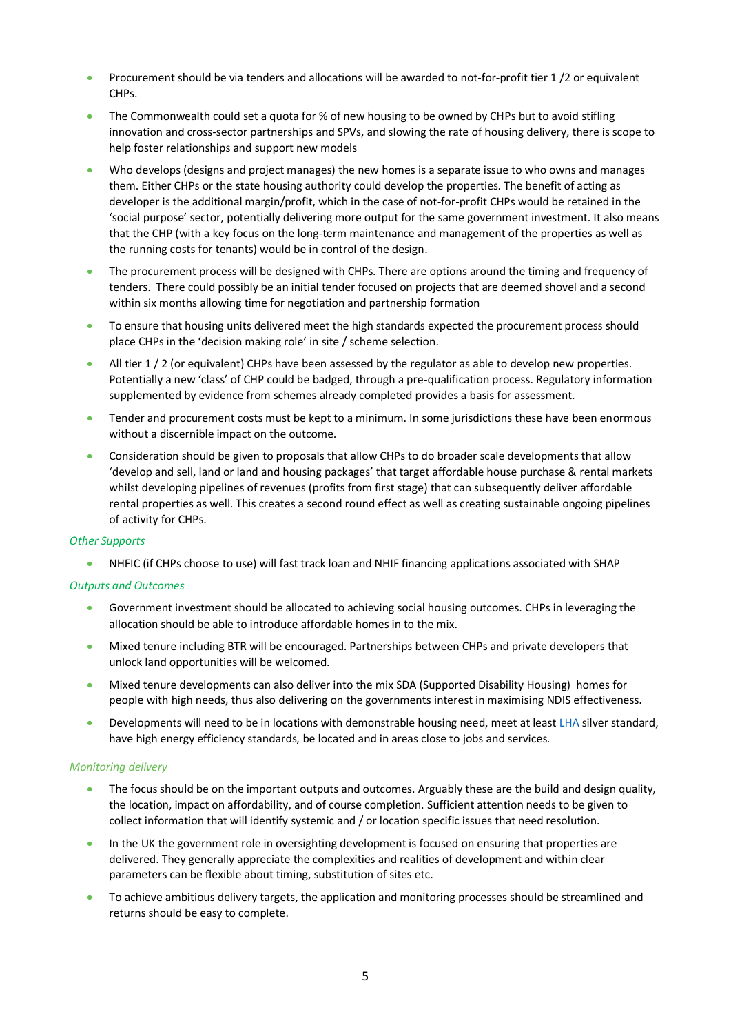- Procurement should be via tenders and allocations will be awarded to not-for-profit tier 1 /2 or equivalent CHPs.
- The Commonwealth could set a quota for % of new housing to be owned by CHPs but to avoid stifling innovation and cross-sector partnerships and SPVs, and slowing the rate of housing delivery, there is scope to help foster relationships and support new models
- Who develops (designs and project manages) the new homes is a separate issue to who owns and manages them. Either CHPs or the state housing authority could develop the properties. The benefit of acting as developer is the additional margin/profit, which in the case of not-for-profit CHPs would be retained in the 'social purpose' sector, potentially delivering more output for the same government investment. It also means that the CHP (with a key focus on the long-term maintenance and management of the properties as well as the running costs for tenants) would be in control of the design.
- The procurement process will be designed with CHPs. There are options around the timing and frequency of tenders. There could possibly be an initial tender focused on projects that are deemed shovel and a second within six months allowing time for negotiation and partnership formation
- To ensure that housing units delivered meet the high standards expected the procurement process should place CHPs in the 'decision making role' in site / scheme selection.
- All tier 1 / 2 (or equivalent) CHPs have been assessed by the regulator as able to develop new properties. Potentially a new 'class' of CHP could be badged, through a pre-qualification process. Regulatory information supplemented by evidence from schemes already completed provides a basis for assessment.
- Tender and procurement costs must be kept to a minimum. In some jurisdictions these have been enormous without a discernible impact on the outcome.
- Consideration should be given to proposals that allow CHPs to do broader scale developments that allow 'develop and sell, land or land and housing packages' that target affordable house purchase & rental markets whilst developing pipelines of revenues (profits from first stage) that can subsequently deliver affordable rental properties as well. This creates a second round effect as well as creating sustainable ongoing pipelines of activity for CHPs.

*Other Supports*

- NHFIC (if CHPs choose to use) will fast track loan and NHIF financing applications associated with SHAP

*Outputs and Outcomes*

- Government investment should be allocated to achieving social housing outcomes. CHPs in leveraging the allocation should be able to introduce affordable homes in to the mix.
- Mixed tenure including BTR will be encouraged. Partnerships between CHPs and private developers that unlock land opportunities will be welcomed.
- Mixed tenure developments can also deliver into the mix SDA (Supported Disability Housing) homes for people with high needs, thus also delivering on the governments interest in maximising NDIS effectiveness.
- Developments will need to be in locations with demonstrable housing need, meet at least LHA silver standard, have high energy efficiency standards, be located and in areas close to jobs and services.

*Monitoring delivery*

- The focus should be on the important outputs and outcomes. Arguably these are the build and design quality, the location, impact on affordability, and of course completion. Sufficient attention needs to be given to collect information that will identify systemic and / or location specific issues that need resolution.
- In the UK the government role in oversighting development is focused on ensuring that properties are delivered. They generally appreciate the complexities and realities of development and within clear parameters can be flexible about timing, substitution of sites etc.
- To achieve ambitious delivery targets, the application and monitoring processes should be streamlined and returns should be easy to complete.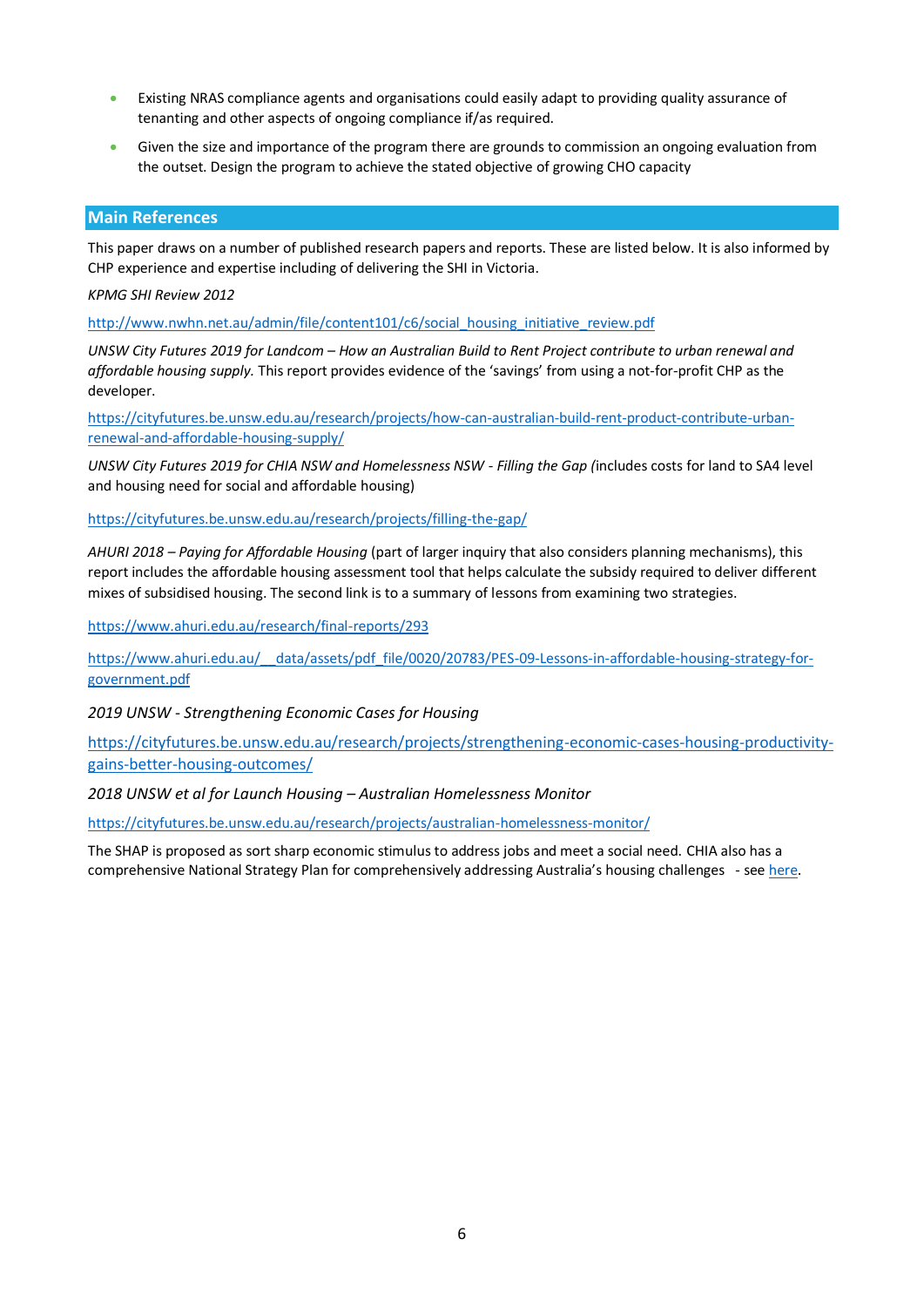- Existing NRAS compliance agents and organisations could easily adapt to providing quality assurance of tenanting and other aspects of ongoing compliance if/as required.
- Given the size and importance of the program there are grounds to commission an ongoing evaluation from the outset. Design the program to achieve the stated objective of growing CHO capacity

## Main References

This paper draws on a number of published research papers and reports. These are listed below. It is also informed by CHP experience and expertise including of delivering the SHI in Victoria.

*KPMG SHI Review 2012*

http://www.nwhn.net.au/admin/file/content101/c6/social_housing_initiative_review.pdf

*UNSW City Futures 2019 for Landcom – How an Australian Build to Rent Project contribute to urban renewal and affordable housing supply.* This report provides evidence of the 'savings' from using a not-for-profit CHP as the developer.

https://cityfutures.be.unsw.edu.au/research/projects/how-can-australian-build-rent-product-contribute-urban-renewal-and-affordable-housing-supply/

*UNSW City Futures 2019 for CHIA NSW and Homelessness NSW - Filling the Gap (*includes costs for land to SA4 level and housing need for social and affordable housing)

https://cityfutures.be.unsw.edu.au/research/projects/filling-the-gap/

*AHURI 2018 – Paying for Affordable Housing* (part of larger inquiry that also considers planning mechanisms), this report includes the affordable housing assessment tool that helps calculate the subsidy required to deliver different mixes of subsidised housing. The second link is to a summary of lessons from examining two strategies.

https://www.ahuri.edu.au/research/final-reports/293

https://www.ahuri.edu.au/__data/assets/pdf_file/0020/20783/PES-09-Lessons-in-affordable-housing-strategy-for-government.pdf

*2019 UNSW - Strengthening Economic Cases for Housing*

https://cityfutures.be.unsw.edu.au/research/projects/strengthening-economic-cases-housing-productivity-gains-better-housing-outcomes/

*2018 UNSW et al for Launch Housing – Australian Homelessness Monitor*

https://cityfutures.be.unsw.edu.au/research/projects/australian-homelessness-monitor/

The SHAP is proposed as sort sharp economic stimulus to address jobs and meet a social need. CHIA also has a comprehensive National Strategy Plan for comprehensively addressing Australia's housing challenges - see here.